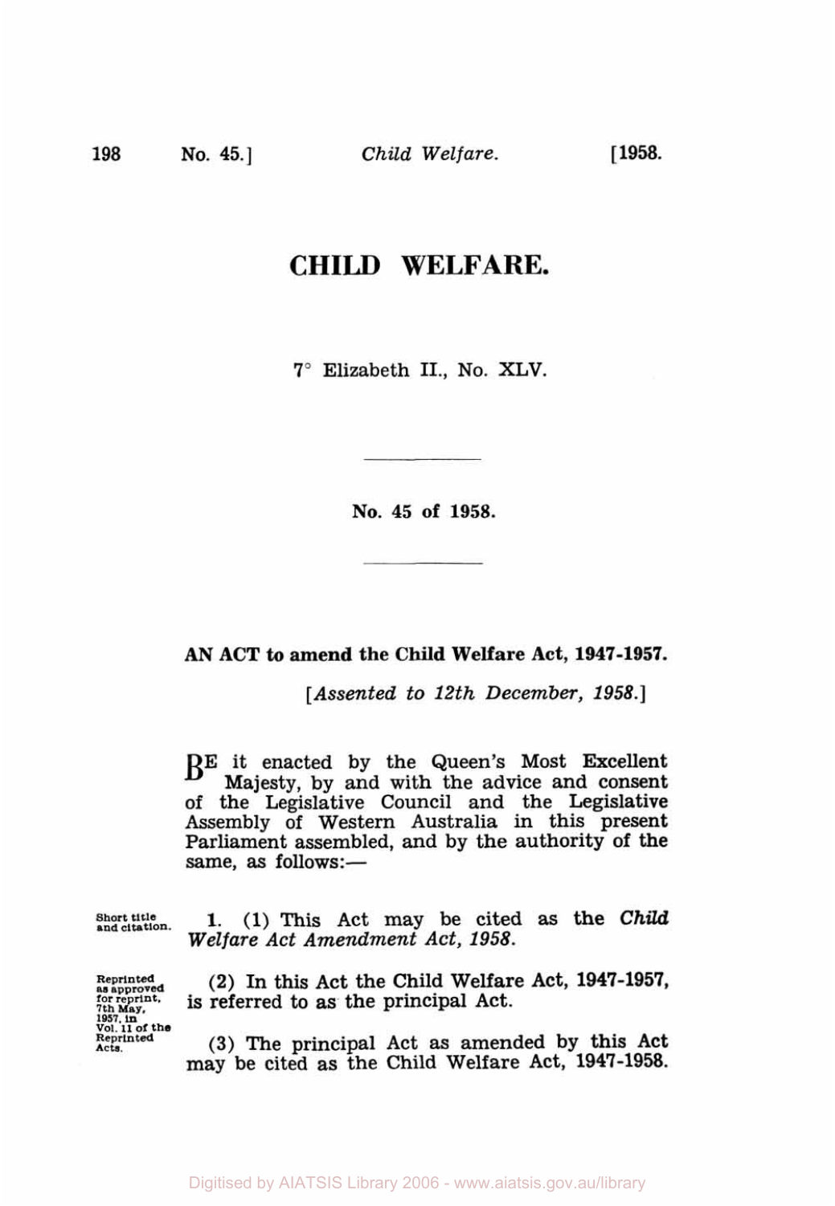# CHILD WELFARE.

7° Elizabeth II., No. XLV.

---

**No. 45 of 1958.**

---

**AN ACT to amend the Child Welfare Act, 1947-1957.**

[*Assented to 12th December, 1958.*]

BE it enacted by the Queen's Most Excellent Majesty, by and with the advice and consent of the Legislative Council and the Legislative Assembly of Western Australia in this present Parliament assembled, and by the authority of the same, as follows:—

Short title and citation.

**1.** (1) This Act may be cited as the *Child Welfare Act Amendment Act, 1958*.

Reprinted as approved for reprint, 7th May, 1957, in Vol. 11 of the Reprinted Acts.

(2) In this Act the Child Welfare Act, 1947-1957, is referred to as the principal Act.

(3) The principal Act as amended by this Act may be cited as the Child Welfare Act, 1947-1958.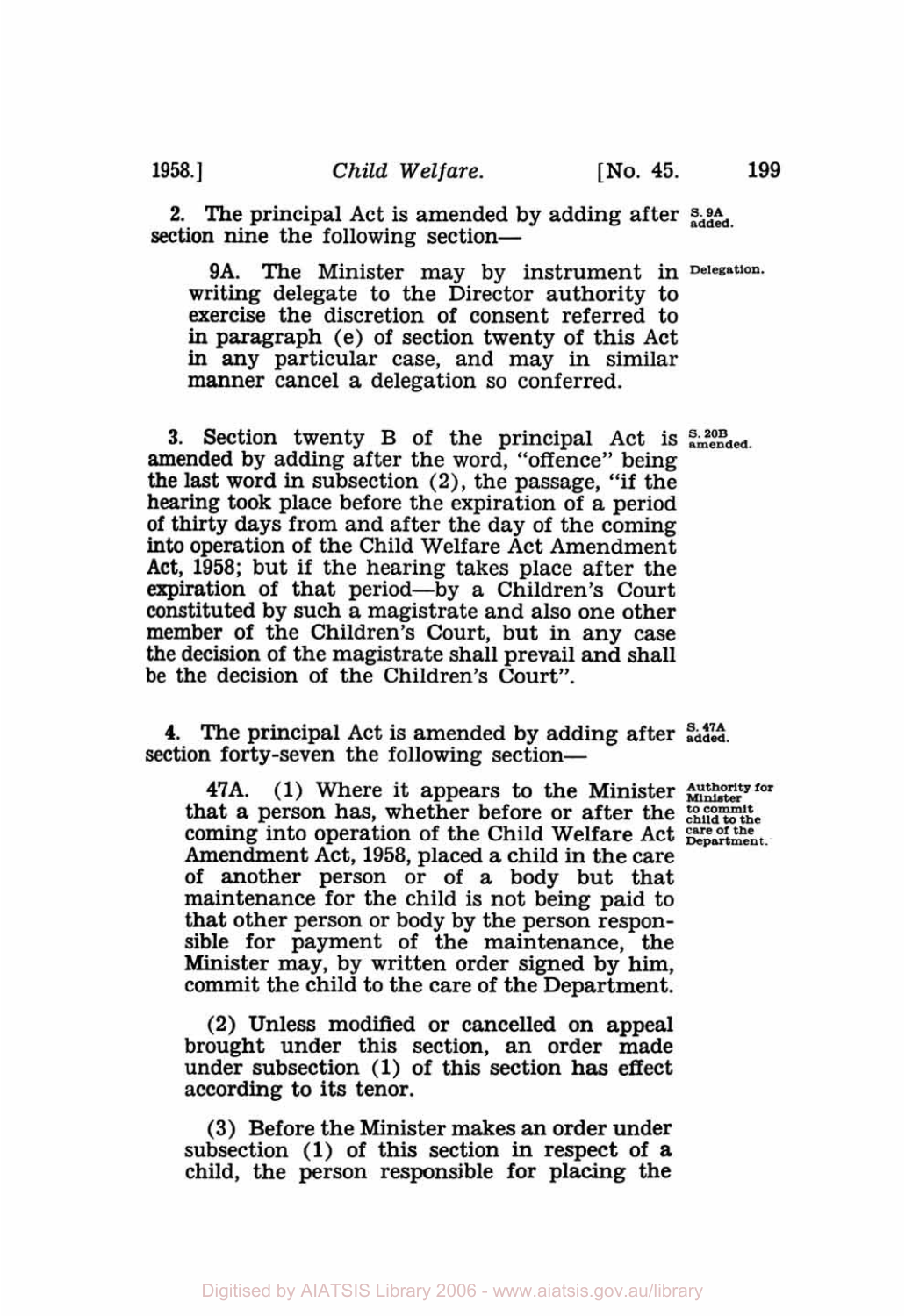**2.** The principal Act is amended by adding after section nine the following section—

*S. 9A added.*

9A. The Minister may by instrument in writing delegate to the Director authority to exercise the discretion of consent referred to in paragraph (e) of section twenty of this Act in any particular case, and may in similar manner cancel a delegation so conferred.

*Delegation.*

**3.** Section twenty B of the principal Act is amended by adding after the word, "offence" being the last word in subsection (2), the passage, "if the hearing took place before the expiration of a period of thirty days from and after the day of the coming into operation of the Child Welfare Act Amendment Act, 1958; but if the hearing takes place after the expiration of that period—by a Children's Court constituted by such a magistrate and also one other member of the Children's Court, but in any case the decision of the magistrate shall prevail and shall be the decision of the Children's Court".

*S. 20B amended.*

**4.** The principal Act is amended by adding after section forty-seven the following section—

*S. 47A added.*

47A. (1) Where it appears to the Minister that a person has, whether before or after the coming into operation of the Child Welfare Act Amendment Act, 1958, placed a child in the care of another person or of a body but that maintenance for the child is not being paid to that other person or body by the person responsible for payment of the maintenance, the Minister may, by written order signed by him, commit the child to the care of the Department.

*Authority for Minister to commit child to the care of the Department.*

(2) Unless modified or cancelled on appeal brought under this section, an order made under subsection (1) of this section has effect according to its tenor.

(3) Before the Minister makes an order under subsection (1) of this section in respect of a child, the person responsible for placing the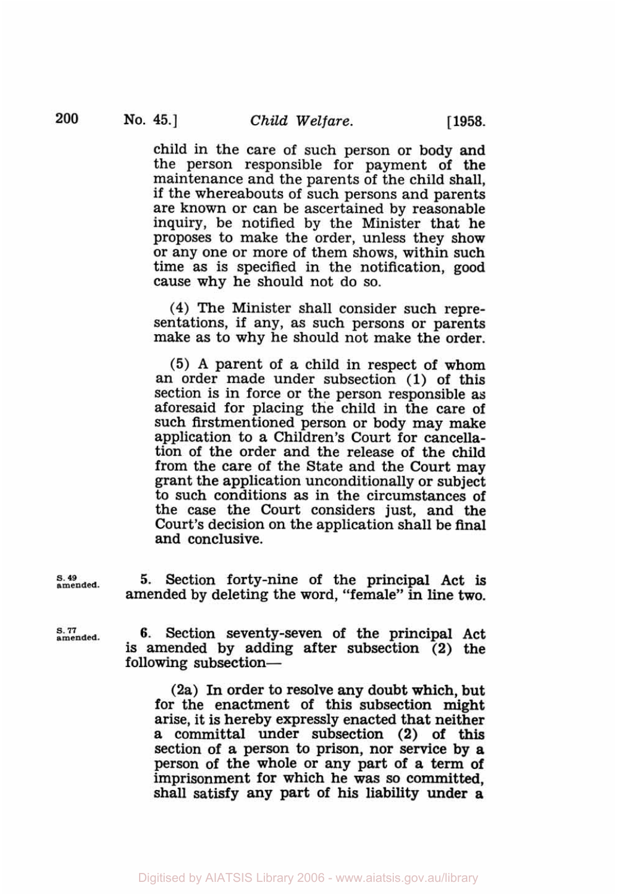child in the care of such person or body and the person responsible for payment of the maintenance and the parents of the child shall, if the whereabouts of such persons and parents are known or can be ascertained by reasonable inquiry, be notified by the Minister that he proposes to make the order, unless they show or any one or more of them shows, within such time as is specified in the notification, good cause why he should not do so.

(4) The Minister shall consider such representations, if any, as such persons or parents make as to why he should not make the order.

(5) A parent of a child in respect of whom an order made under subsection (1) of this section is in force or the person responsible as aforesaid for placing the child in the care of such firstmentioned person or body may make application to a Children's Court for cancellation of the order and the release of the child from the care of the State and the Court may grant the application unconditionally or subject to such conditions as in the circumstances of the case the Court considers just, and the Court's decision on the application shall be final and conclusive.

S. 49 amended.

5. Section forty-nine of the principal Act is amended by deleting the word, "female" in line two.

S. 77 amended.

6. Section seventy-seven of the principal Act is amended by adding after subsection (2) the following subsection—

(2a) In order to resolve any doubt which, but for the enactment of this subsection might arise, it is hereby expressly enacted that neither a committal under subsection (2) of this section of a person to prison, nor service by a person of the whole or any part of a term of imprisonment for which he was so committed, shall satisfy any part of his liability under a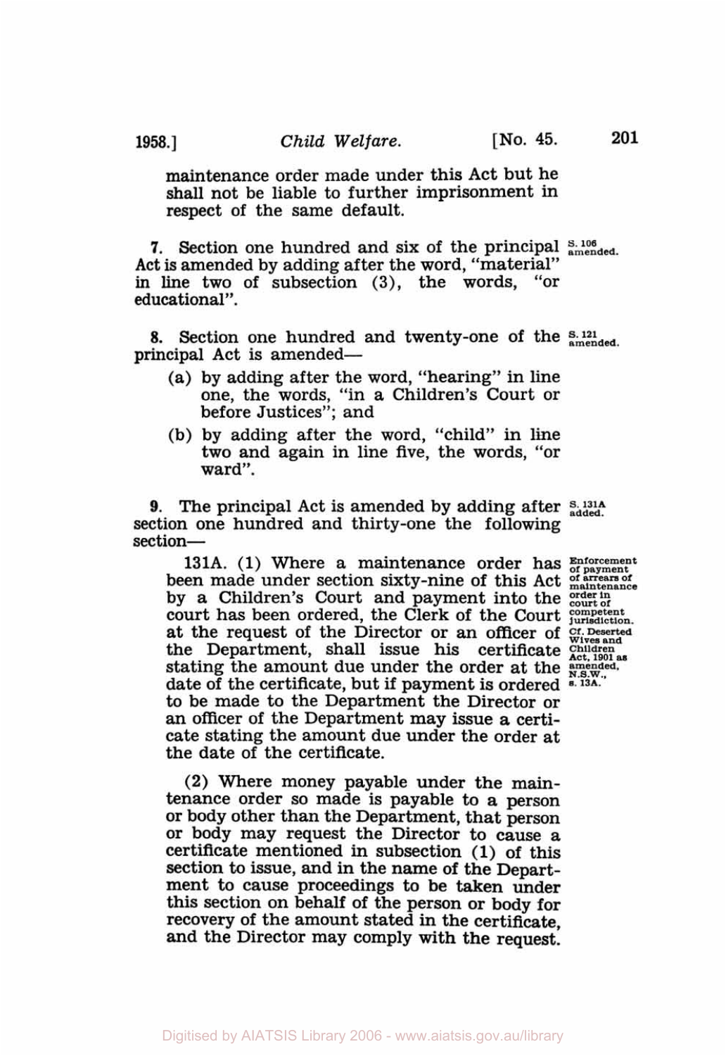maintenance order made under this Act but he shall not be liable to further imprisonment in respect of the same default.

**7.** Section one hundred and six of the principal Act is amended by adding after the word, "material" in line two of subsection (3), the words, "or educational".

S. 106 amended.

**8.** Section one hundred and twenty-one of the principal Act is amended—

S. 121 amended.

- (a) by adding after the word, "hearing" in line one, the words, "in a Children's Court or before Justices"; and
- (b) by adding after the word, "child" in line two and again in line five, the words, "or ward".

**9.** The principal Act is amended by adding after section one hundred and thirty-one the following section—

S. 131A added.

131A. (1) Where a maintenance order has been made under section sixty-nine of this Act by a Children's Court and payment into the court has been ordered, the Clerk of the Court at the request of the Director or an officer of the Department, shall issue his certificate stating the amount due under the order at the date of the certificate, but if payment is ordered to be made to the Department the Director or an officer of the Department may issue a certicate stating the amount due under the order at the date of the certificate.

Enforcement of payment of arrears of maintenance order in court of competent jurisdiction. Cf. Deserted Wives and Children Act, 1901 as amended, N.S.W., s. 13A.

(2) Where money payable under the maintenance order so made is payable to a person or body other than the Department, that person or body may request the Director to cause a certificate mentioned in subsection (1) of this section to issue, and in the name of the Department to cause proceedings to be taken under this section on behalf of the person or body for recovery of the amount stated in the certificate, and the Director may comply with the request.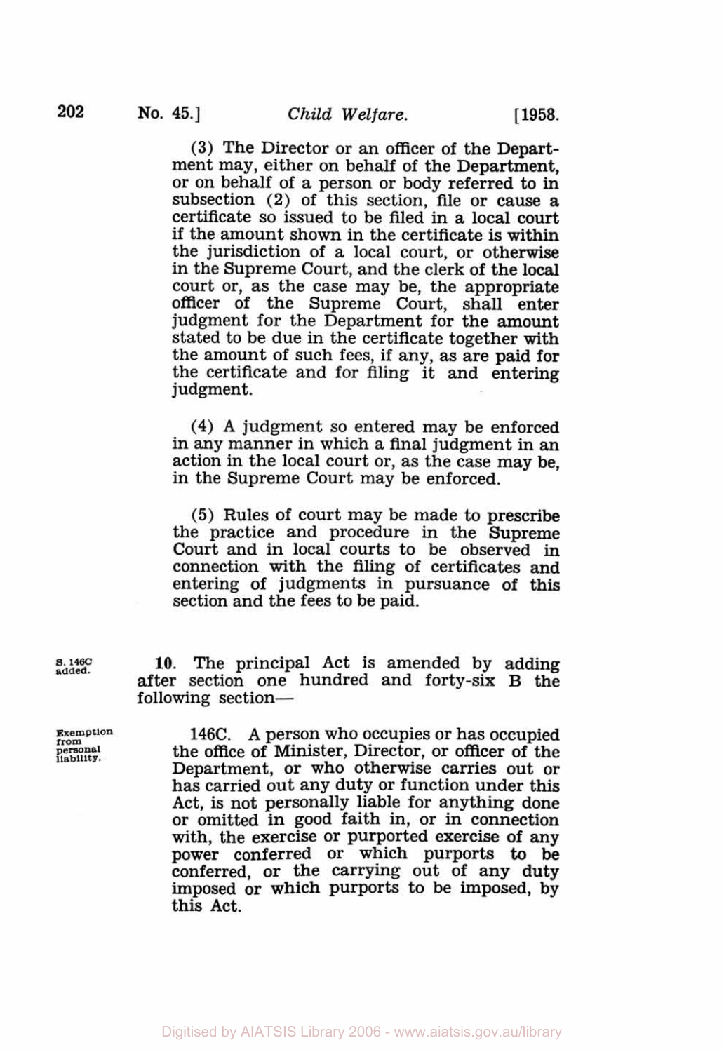(3) The Director or an officer of the Department may, either on behalf of the Department, or on behalf of a person or body referred to in subsection (2) of this section, file or cause a certificate so issued to be filed in a local court if the amount shown in the certificate is within the jurisdiction of a local court, or otherwise in the Supreme Court, and the clerk of the local court or, as the case may be, the appropriate officer of the Supreme Court, shall enter judgment for the Department for the amount stated to be due in the certificate together with the amount of such fees, if any, as are paid for the certificate and for filing it and entering judgment.

(4) A judgment so entered may be enforced in any manner in which a final judgment in an action in the local court or, as the case may be, in the Supreme Court may be enforced.

(5) Rules of court may be made to prescribe the practice and procedure in the Supreme Court and in local courts to be observed in connection with the filing of certificates and entering of judgments in pursuance of this section and the fees to be paid.

S. 146C added.

**10**. The principal Act is amended by adding after section one hundred and forty-six B the following section—

Exemption from personal liability.

146C. A person who occupies or has occupied the office of Minister, Director, or officer of the Department, or who otherwise carries out or has carried out any duty or function under this Act, is not personally liable for anything done or omitted in good faith in, or in connection with, the exercise or purported exercise of any power conferred or which purports to be conferred, or the carrying out of any duty imposed or which purports to be imposed, by this Act.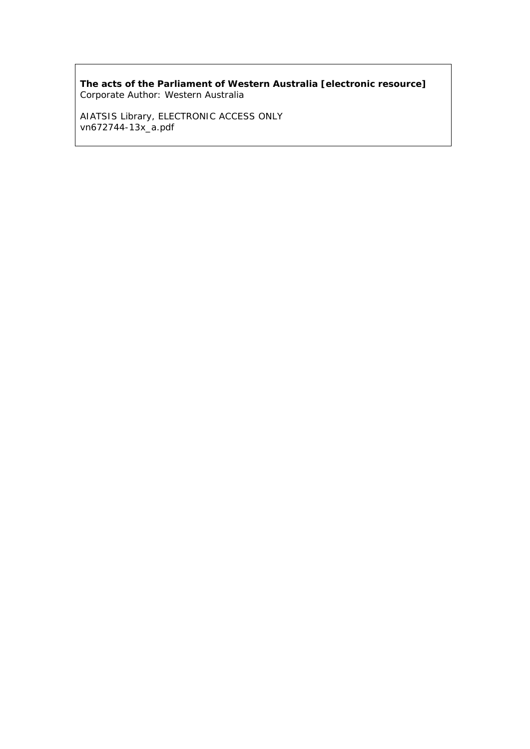**The acts of the Parliament of Western Australia [electronic resource]**
Corporate Author: Western Australia

AIATSIS Library, ELECTRONIC ACCESS ONLY
vn672744-13x_a.pdf